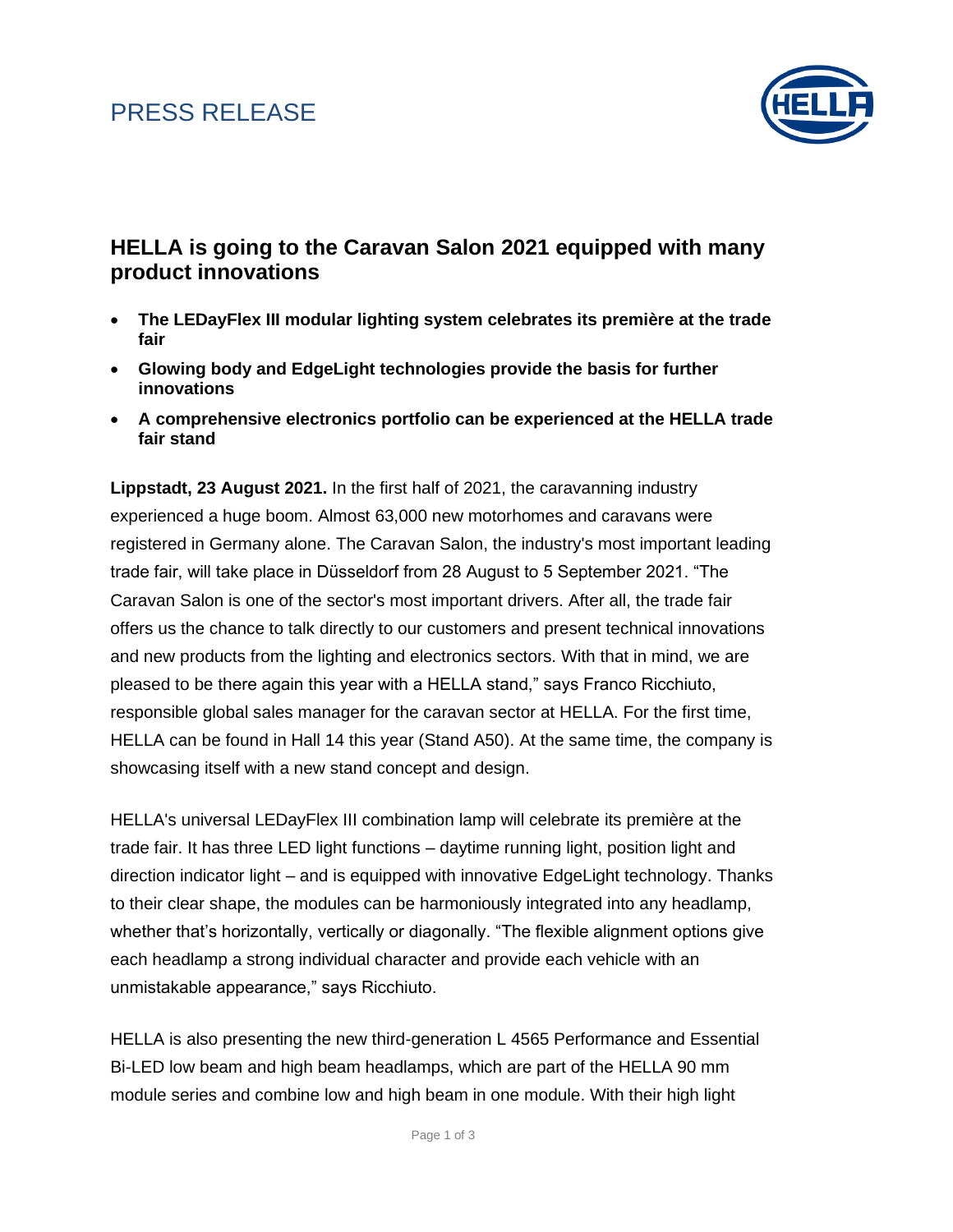PRESS RELEASE

## HELLA is going to the Caravan Salon 2021 equipped with many product innovations

- **The LEDayFlex III modular lighting system celebrates its première at the trade fair**
- **Glowing body and EdgeLight technologies provide the basis for further innovations**
- **A comprehensive electronics portfolio can be experienced at the HELLA trade fair stand**

**Lippstadt, 23 August 2021.** In the first half of 2021, the caravanning industry experienced a huge boom. Almost 63,000 new motorhomes and caravans were registered in Germany alone. The Caravan Salon, the industry's most important leading trade fair, will take place in Düsseldorf from 28 August to 5 September 2021. "The Caravan Salon is one of the sector's most important drivers. After all, the trade fair offers us the chance to talk directly to our customers and present technical innovations and new products from the lighting and electronics sectors. With that in mind, we are pleased to be there again this year with a HELLA stand," says Franco Ricchiuto, responsible global sales manager for the caravan sector at HELLA. For the first time, HELLA can be found in Hall 14 this year (Stand A50). At the same time, the company is showcasing itself with a new stand concept and design.

HELLA's universal LEDayFlex III combination lamp will celebrate its première at the trade fair. It has three LED light functions – daytime running light, position light and direction indicator light – and is equipped with innovative EdgeLight technology. Thanks to their clear shape, the modules can be harmoniously integrated into any headlamp, whether that's horizontally, vertically or diagonally. "The flexible alignment options give each headlamp a strong individual character and provide each vehicle with an unmistakable appearance," says Ricchiuto.

HELLA is also presenting the new third-generation L 4565 Performance and Essential Bi-LED low beam and high beam headlamps, which are part of the HELLA 90 mm module series and combine low and high beam in one module. With their high light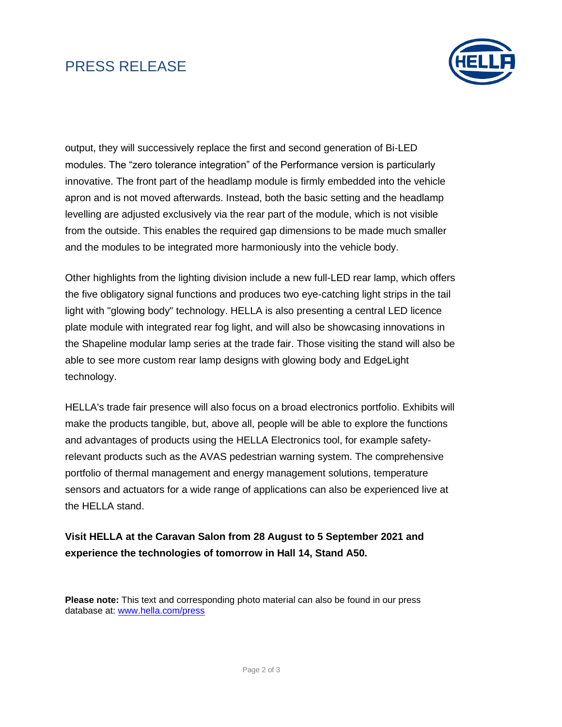output, they will successively replace the first and second generation of Bi-LED modules. The “zero tolerance integration” of the Performance version is particularly innovative. The front part of the headlamp module is firmly embedded into the vehicle apron and is not moved afterwards. Instead, both the basic setting and the headlamp levelling are adjusted exclusively via the rear part of the module, which is not visible from the outside. This enables the required gap dimensions to be made much smaller and the modules to be integrated more harmoniously into the vehicle body.

Other highlights from the lighting division include a new full-LED rear lamp, which offers the five obligatory signal functions and produces two eye-catching light strips in the tail light with "glowing body" technology. HELLA is also presenting a central LED licence plate module with integrated rear fog light, and will also be showcasing innovations in the Shapeline modular lamp series at the trade fair. Those visiting the stand will also be able to see more custom rear lamp designs with glowing body and EdgeLight technology.

HELLA's trade fair presence will also focus on a broad electronics portfolio. Exhibits will make the products tangible, but, above all, people will be able to explore the functions and advantages of products using the HELLA Electronics tool, for example safety-relevant products such as the AVAS pedestrian warning system. The comprehensive portfolio of thermal management and energy management solutions, temperature sensors and actuators for a wide range of applications can also be experienced live at the HELLA stand.

**Visit HELLA at the Caravan Salon from 28 August to 5 September 2021 and experience the technologies of tomorrow in Hall 14, Stand A50.**

**Please note:** This text and corresponding photo material can also be found in our press database at: [www.hella.com/press](www.hella.com/press)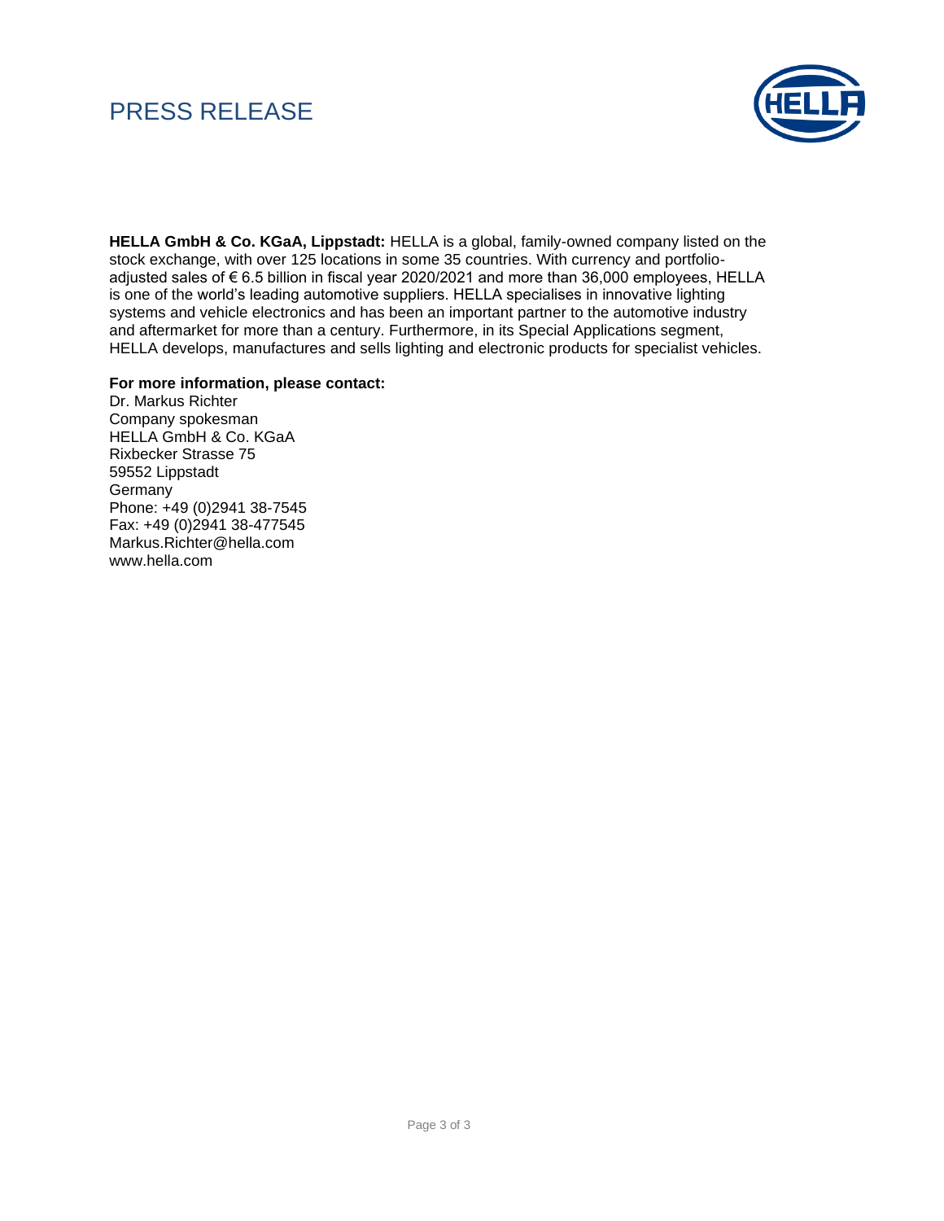**HELLA GmbH & Co. KGaA, Lippstadt:** HELLA is a global, family-owned company listed on the stock exchange, with over 125 locations in some 35 countries. With currency and portfolio-adjusted sales of € 6.5 billion in fiscal year 2020/2021 and more than 36,000 employees, HELLA is one of the world's leading automotive suppliers. HELLA specialises in innovative lighting systems and vehicle electronics and has been an important partner to the automotive industry and aftermarket for more than a century. Furthermore, in its Special Applications segment, HELLA develops, manufactures and sells lighting and electronic products for specialist vehicles.

**For more information, please contact:**
Dr. Markus Richter
Company spokesman
HELLA GmbH & Co. KGaA
Rixbecker Strasse 75
59552 Lippstadt
Germany
Phone: +49 (0)2941 38-7545
Fax: +49 (0)2941 38-477545
Markus.Richter@hella.com
www.hella.com